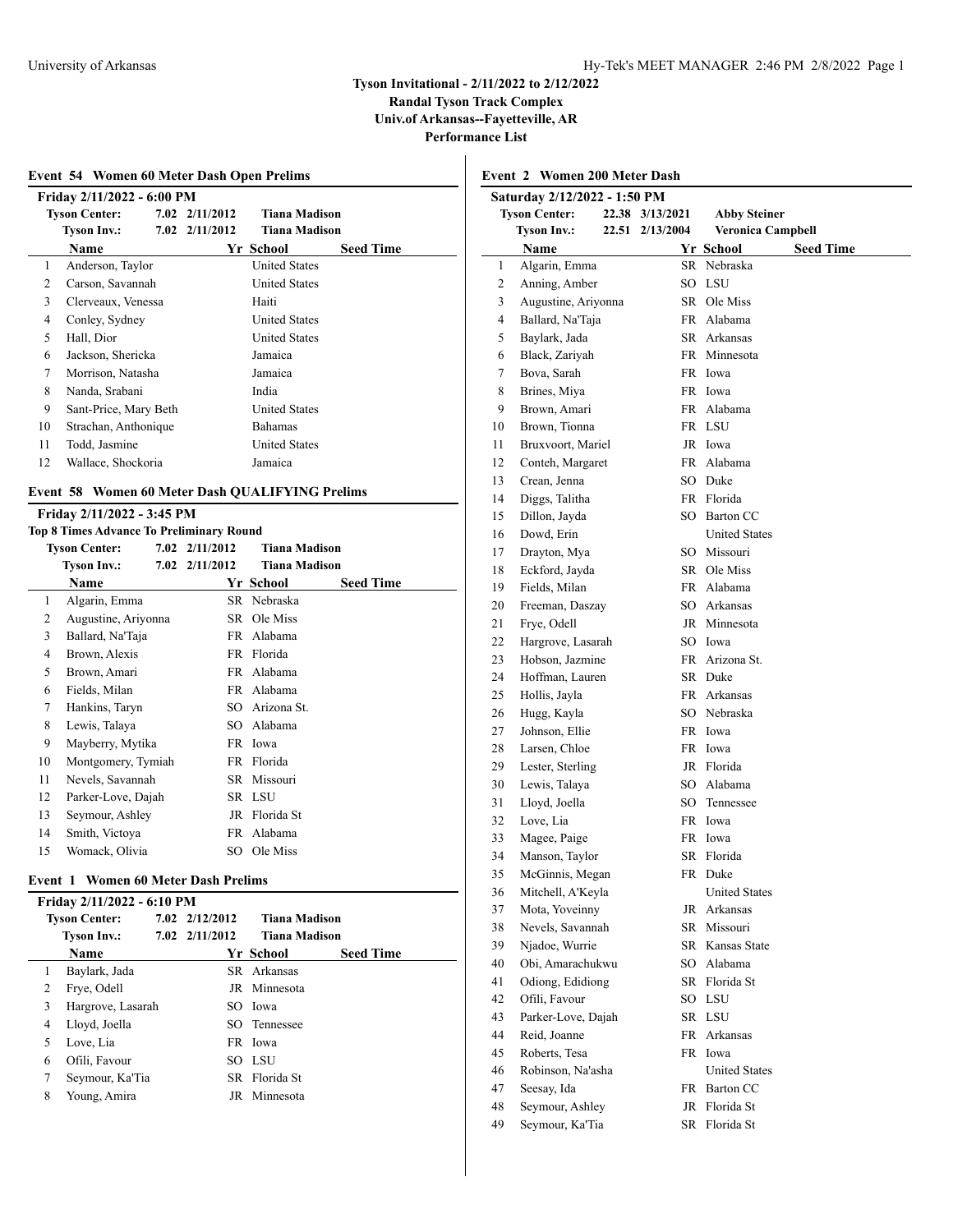# Tyson Invitational - 2/11/2022 to 2/12/2022
## Randal Tyson Track Complex
## Univ.of Arkansas--Fayetteville, AR
## Performance List

### Event 54 Women 60 Meter Dash Open Prelims

**Friday 2/11/2022 - 6:00 PM**

| | | | |
|---|---|---|---|
| Tyson Center: | 7.02 | 2/11/2012 | Tiana Madison |
| Tyson Inv.: | 7.02 | 2/11/2012 | Tiana Madison |

| | Name | Yr | School | Seed Time |
|---|---|---|---|---|
| 1 | Anderson, Taylor | | United States | |
| 2 | Carson, Savannah | | United States | |
| 3 | Clerveaux, Venessa | | Haiti | |
| 4 | Conley, Sydney | | United States | |
| 5 | Hall, Dior | | United States | |
| 6 | Jackson, Shericka | | Jamaica | |
| 7 | Morrison, Natasha | | Jamaica | |
| 8 | Nanda, Srabani | | India | |
| 9 | Sant-Price, Mary Beth | | United States | |
| 10 | Strachan, Anthonique | | Bahamas | |
| 11 | Todd, Jasmine | | United States | |
| 12 | Wallace, Shockoria | | Jamaica | |

### Event 58 Women 60 Meter Dash QUALIFYING Prelims

**Friday 2/11/2022 - 3:45 PM**

**Top 8 Times Advance To Preliminary Round**

| | | | |
|---|---|---|---|
| Tyson Center: | 7.02 | 2/11/2012 | Tiana Madison |
| Tyson Inv.: | 7.02 | 2/11/2012 | Tiana Madison |

| | Name | Yr | School | Seed Time |
|---|---|---|---|---|
| 1 | Algarin, Emma | SR | Nebraska | |
| 2 | Augustine, Ariyonna | SR | Ole Miss | |
| 3 | Ballard, Na'Taja | FR | Alabama | |
| 4 | Brown, Alexis | FR | Florida | |
| 5 | Brown, Amari | FR | Alabama | |
| 6 | Fields, Milan | FR | Alabama | |
| 7 | Hankins, Taryn | SO | Arizona St. | |
| 8 | Lewis, Talaya | SO | Alabama | |
| 9 | Mayberry, Mytika | FR | Iowa | |
| 10 | Montgomery, Tymiah | FR | Florida | |
| 11 | Nevels, Savannah | SR | Missouri | |
| 12 | Parker-Love, Dajah | SR | LSU | |
| 13 | Seymour, Ashley | JR | Florida St | |
| 14 | Smith, Victoya | FR | Alabama | |
| 15 | Womack, Olivia | SO | Ole Miss | |

### Event 1 Women 60 Meter Dash Prelims

**Friday 2/11/2022 - 6:10 PM**

| | | | |
|---|---|---|---|
| Tyson Center: | 7.02 | 2/12/2012 | Tiana Madison |
| Tyson Inv.: | 7.02 | 2/11/2012 | Tiana Madison |

| | Name | Yr | School | Seed Time |
|---|---|---|---|---|
| 1 | Baylark, Jada | SR | Arkansas | |
| 2 | Frye, Odell | JR | Minnesota | |
| 3 | Hargrove, Lasarah | SO | Iowa | |
| 4 | Lloyd, Joella | SO | Tennessee | |
| 5 | Love, Lia | FR | Iowa | |
| 6 | Ofili, Favour | SO | LSU | |
| 7 | Seymour, Ka'Tia | SR | Florida St | |
| 8 | Young, Amira | JR | Minnesota | |

### Event 2 Women 200 Meter Dash

**Saturday 2/12/2022 - 1:50 PM**

| | | | |
|---|---|---|---|
| Tyson Center: | 22.38 | 3/13/2021 | Abby Steiner |
| Tyson Inv.: | 22.51 | 2/13/2004 | Veronica Campbell |

| | Name | Yr | School | Seed Time |
|---|---|---|---|---|
| 1 | Algarin, Emma | SR | Nebraska | |
| 2 | Anning, Amber | SO | LSU | |
| 3 | Augustine, Ariyonna | SR | Ole Miss | |
| 4 | Ballard, Na'Taja | FR | Alabama | |
| 5 | Baylark, Jada | SR | Arkansas | |
| 6 | Black, Zariyah | FR | Minnesota | |
| 7 | Bova, Sarah | FR | Iowa | |
| 8 | Brines, Miya | FR | Iowa | |
| 9 | Brown, Amari | FR | Alabama | |
| 10 | Brown, Tionna | FR | LSU | |
| 11 | Bruxvoort, Mariel | JR | Iowa | |
| 12 | Conteh, Margaret | FR | Alabama | |
| 13 | Crean, Jenna | SO | Duke | |
| 14 | Diggs, Talitha | FR | Florida | |
| 15 | Dillon, Jayda | SO | Barton CC | |
| 16 | Dowd, Erin | | United States | |
| 17 | Drayton, Mya | SO | Missouri | |
| 18 | Eckford, Jayda | SR | Ole Miss | |
| 19 | Fields, Milan | FR | Alabama | |
| 20 | Freeman, Daszay | SO | Arkansas | |
| 21 | Frye, Odell | JR | Minnesota | |
| 22 | Hargrove, Lasarah | SO | Iowa | |
| 23 | Hobson, Jazmine | FR | Arizona St. | |
| 24 | Hoffman, Lauren | SR | Duke | |
| 25 | Hollis, Jayla | FR | Arkansas | |
| 26 | Hugg, Kayla | SO | Nebraska | |
| 27 | Johnson, Ellie | FR | Iowa | |
| 28 | Larsen, Chloe | FR | Iowa | |
| 29 | Lester, Sterling | JR | Florida | |
| 30 | Lewis, Talaya | SO | Alabama | |
| 31 | Lloyd, Joella | SO | Tennessee | |
| 32 | Love, Lia | FR | Iowa | |
| 33 | Magee, Paige | FR | Iowa | |
| 34 | Manson, Taylor | SR | Florida | |
| 35 | McGinnis, Megan | FR | Duke | |
| 36 | Mitchell, A'Keyla | | United States | |
| 37 | Mota, Yoveinny | JR | Arkansas | |
| 38 | Nevels, Savannah | SR | Missouri | |
| 39 | Njadoe, Wurrie | SR | Kansas State | |
| 40 | Obi, Amarachukwu | SO | Alabama | |
| 41 | Odiong, Edidiong | SR | Florida St | |
| 42 | Ofili, Favour | SO | LSU | |
| 43 | Parker-Love, Dajah | SR | LSU | |
| 44 | Reid, Joanne | FR | Arkansas | |
| 45 | Roberts, Tesa | FR | Iowa | |
| 46 | Robinson, Na'asha | | United States | |
| 47 | Seesay, Ida | FR | Barton CC | |
| 48 | Seymour, Ashley | JR | Florida St | |
| 49 | Seymour, Ka'Tia | SR | Florida St | |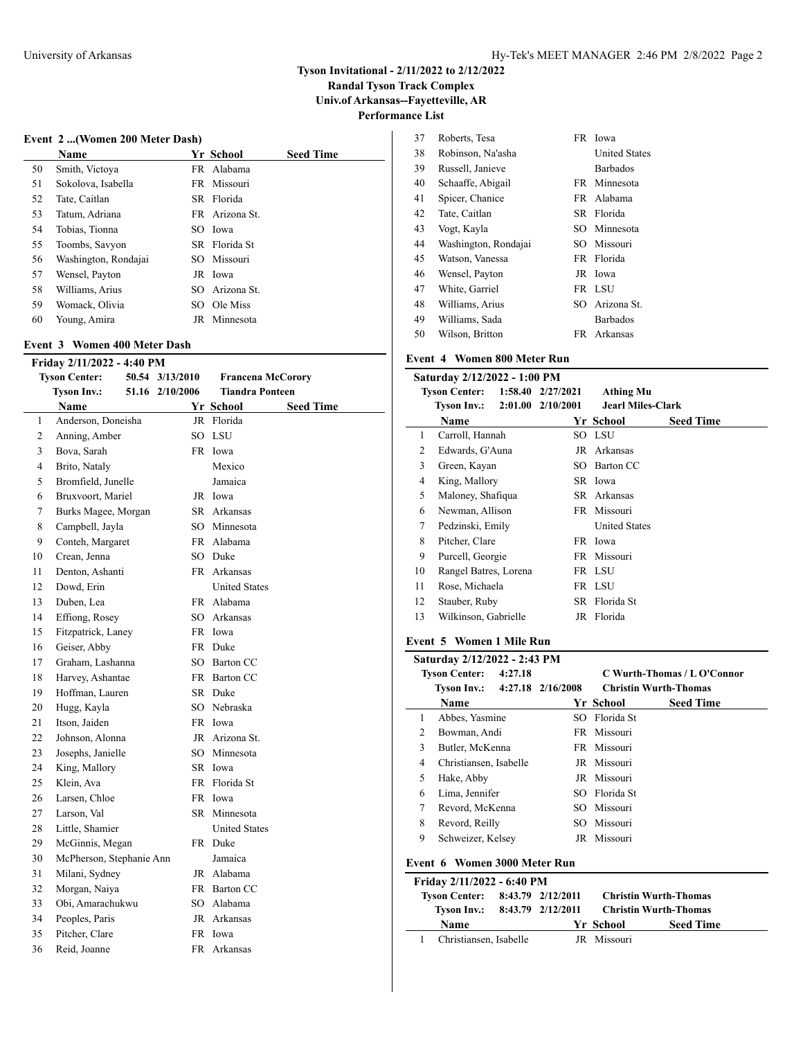# Tyson Invitational - 2/11/2022 to 2/12/2022

**Randal Tyson Track Complex**
**Univ.of Arkansas--Fayetteville, AR**
**Performance List**

## Event 2 ...(Women 200 Meter Dash)

| | Name | Yr | School | Seed Time |
|---|---|---|---|---|
| 50 | Smith, Victoya | FR | Alabama | |
| 51 | Sokolova, Isabella | FR | Missouri | |
| 52 | Tate, Caitlan | SR | Florida | |
| 53 | Tatum, Adriana | FR | Arizona St. | |
| 54 | Tobias, Tionna | SO | Iowa | |
| 55 | Toombs, Savyon | SR | Florida St | |
| 56 | Washington, Rondajai | SO | Missouri | |
| 57 | Wensel, Payton | JR | Iowa | |
| 58 | Williams, Arius | SO | Arizona St. | |
| 59 | Womack, Olivia | SO | Ole Miss | |
| 60 | Young, Amira | JR | Minnesota | |

## Event 3 Women 400 Meter Dash

**Friday 2/11/2022 - 4:40 PM**

**Tyson Center:** 50.54 3/13/2010 **Francena McCorory**
**Tyson Inv.:** 51.16 2/10/2006 **Tiandra Ponteen**

| | Name | Yr | School | Seed Time |
|---|---|---|---|---|
| 1 | Anderson, Doneisha | JR | Florida | |
| 2 | Anning, Amber | SO | LSU | |
| 3 | Bova, Sarah | FR | Iowa | |
| 4 | Brito, Nataly | | Mexico | |
| 5 | Bromfield, Junelle | | Jamaica | |
| 6 | Bruxvoort, Mariel | JR | Iowa | |
| 7 | Burks Magee, Morgan | SR | Arkansas | |
| 8 | Campbell, Jayla | SO | Minnesota | |
| 9 | Conteh, Margaret | FR | Alabama | |
| 10 | Crean, Jenna | SO | Duke | |
| 11 | Denton, Ashanti | FR | Arkansas | |
| 12 | Dowd, Erin | | United States | |
| 13 | Duben, Lea | FR | Alabama | |
| 14 | Effiong, Rosey | SO | Arkansas | |
| 15 | Fitzpatrick, Laney | FR | Iowa | |
| 16 | Geiser, Abby | FR | Duke | |
| 17 | Graham, Lashanna | SO | Barton CC | |
| 18 | Harvey, Ashantae | FR | Barton CC | |
| 19 | Hoffman, Lauren | SR | Duke | |
| 20 | Hugg, Kayla | SO | Nebraska | |
| 21 | Itson, Jaiden | FR | Iowa | |
| 22 | Johnson, Alonna | JR | Arizona St. | |
| 23 | Josephs, Janielle | SO | Minnesota | |
| 24 | King, Mallory | SR | Iowa | |
| 25 | Klein, Ava | FR | Florida St | |
| 26 | Larsen, Chloe | FR | Iowa | |
| 27 | Larson, Val | SR | Minnesota | |
| 28 | Little, Shamier | | United States | |
| 29 | McGinnis, Megan | FR | Duke | |
| 30 | McPherson, Stephanie Ann | | Jamaica | |
| 31 | Milani, Sydney | JR | Alabama | |
| 32 | Morgan, Naiya | FR | Barton CC | |
| 33 | Obi, Amarachukwu | SO | Alabama | |
| 34 | Peoples, Paris | JR | Arkansas | |
| 35 | Pitcher, Clare | FR | Iowa | |
| 36 | Reid, Joanne | FR | Arkansas | |
| 37 | Roberts, Tesa | FR | Iowa | |
| 38 | Robinson, Na'asha | | United States | |
| 39 | Russell, Janieve | | Barbados | |
| 40 | Schaaffe, Abigail | FR | Minnesota | |
| 41 | Spicer, Chanice | FR | Alabama | |
| 42 | Tate, Caitlan | SR | Florida | |
| 43 | Vogt, Kayla | SO | Minnesota | |
| 44 | Washington, Rondajai | SO | Missouri | |
| 45 | Watson, Vanessa | FR | Florida | |
| 46 | Wensel, Payton | JR | Iowa | |
| 47 | White, Garriel | FR | LSU | |
| 48 | Williams, Arius | SO | Arizona St. | |
| 49 | Williams, Sada | | Barbados | |
| 50 | Wilson, Britton | FR | Arkansas | |

## Event 4 Women 800 Meter Run

**Saturday 2/12/2022 - 1:00 PM**

**Tyson Center:** 1:58.40 2/27/2021 **Athing Mu**
**Tyson Inv.:** 2:01.00 2/10/2001 **Jearl Miles-Clark**

| | Name | Yr | School | Seed Time |
|---|---|---|---|---|
| 1 | Carroll, Hannah | SO | LSU | |
| 2 | Edwards, G'Auna | JR | Arkansas | |
| 3 | Green, Kayan | SO | Barton CC | |
| 4 | King, Mallory | SR | Iowa | |
| 5 | Maloney, Shafiqua | SR | Arkansas | |
| 6 | Newman, Allison | FR | Missouri | |
| 7 | Pedzinski, Emily | | United States | |
| 8 | Pitcher, Clare | FR | Iowa | |
| 9 | Purcell, Georgie | FR | Missouri | |
| 10 | Rangel Batres, Lorena | FR | LSU | |
| 11 | Rose, Michaela | FR | LSU | |
| 12 | Stauber, Ruby | SR | Florida St | |
| 13 | Wilkinson, Gabrielle | JR | Florida | |

## Event 5 Women 1 Mile Run

**Saturday 2/12/2022 - 2:43 PM**

**Tyson Center:** 4:27.18 **C Wurth-Thomas / L O'Connor**
**Tyson Inv.:** 4:27.18 2/16/2008 **Christin Wurth-Thomas**

| | Name | Yr | School | Seed Time |
|---|---|---|---|---|
| 1 | Abbes, Yasmine | SO | Florida St | |
| 2 | Bowman, Andi | FR | Missouri | |
| 3 | Butler, McKenna | FR | Missouri | |
| 4 | Christiansen, Isabelle | JR | Missouri | |
| 5 | Hake, Abby | JR | Missouri | |
| 6 | Lima, Jennifer | SO | Florida St | |
| 7 | Revord, McKenna | SO | Missouri | |
| 8 | Revord, Reilly | SO | Missouri | |
| 9 | Schweizer, Kelsey | JR | Missouri | |

## Event 6 Women 3000 Meter Run

**Friday 2/11/2022 - 6:40 PM**

**Tyson Center:** 8:43.79 2/12/2011 **Christin Wurth-Thomas**
**Tyson Inv.:** 8:43.79 2/12/2011 **Christin Wurth-Thomas**

| | Name | Yr | School | Seed Time |
|---|---|---|---|---|
| 1 | Christiansen, Isabelle | JR | Missouri | |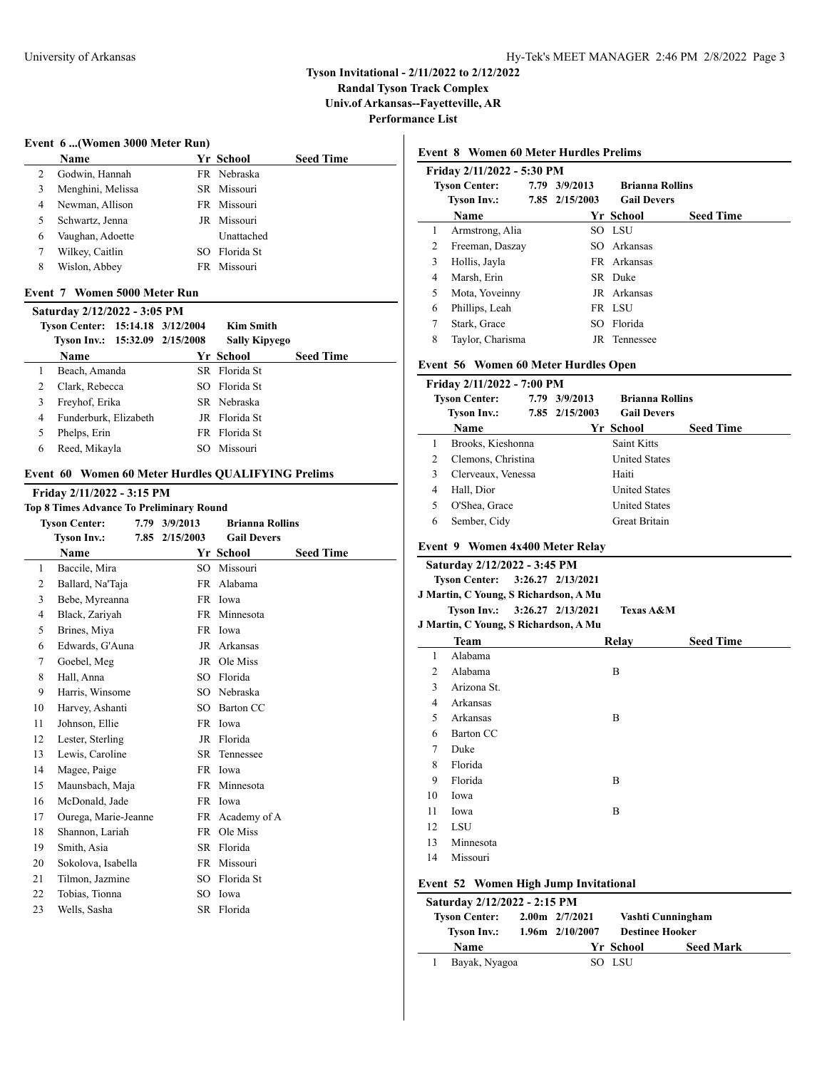Tyson Invitational - 2/11/2022 to 2/12/2022
Randal Tyson Track Complex
Univ.of Arkansas--Fayetteville, AR
Performance List

## Event 6 ...(Women 3000 Meter Run)

| | Name | Yr | School | Seed Time |
|---|---|---|---|---|
| 2 | Godwin, Hannah | FR | Nebraska | |
| 3 | Menghini, Melissa | SR | Missouri | |
| 4 | Newman, Allison | FR | Missouri | |
| 5 | Schwartz, Jenna | JR | Missouri | |
| 6 | Vaughan, Adoette | | Unattached | |
| 7 | Wilkey, Caitlin | SO | Florida St | |
| 8 | Wislon, Abbey | FR | Missouri | |

## Event 7 Women 5000 Meter Run

**Saturday 2/12/2022 - 3:05 PM**

Tyson Center: 15:14.18 3/12/2004 Kim Smith
Tyson Inv.: 15:32.09 2/15/2008 Sally Kipyego

| | Name | Yr | School | Seed Time |
|---|---|---|---|---|
| 1 | Beach, Amanda | SR | Florida St | |
| 2 | Clark, Rebecca | SO | Florida St | |
| 3 | Freyhof, Erika | SR | Nebraska | |
| 4 | Funderburk, Elizabeth | JR | Florida St | |
| 5 | Phelps, Erin | FR | Florida St | |
| 6 | Reed, Mikayla | SO | Missouri | |

## Event 60 Women 60 Meter Hurdles QUALIFYING Prelims

**Friday 2/11/2022 - 3:15 PM**

**Top 8 Times Advance To Preliminary Round**

Tyson Center: 7.79 3/9/2013 Brianna Rollins
Tyson Inv.: 7.85 2/15/2003 Gail Devers

| | Name | Yr | School | Seed Time |
|---|---|---|---|---|
| 1 | Baccile, Mira | SO | Missouri | |
| 2 | Ballard, Na'Taja | FR | Alabama | |
| 3 | Bebe, Myreanna | FR | Iowa | |
| 4 | Black, Zariyah | FR | Minnesota | |
| 5 | Brines, Miya | FR | Iowa | |
| 6 | Edwards, G'Auna | JR | Arkansas | |
| 7 | Goebel, Meg | JR | Ole Miss | |
| 8 | Hall, Anna | SO | Florida | |
| 9 | Harris, Winsome | SO | Nebraska | |
| 10 | Harvey, Ashanti | SO | Barton CC | |
| 11 | Johnson, Ellie | FR | Iowa | |
| 12 | Lester, Sterling | JR | Florida | |
| 13 | Lewis, Caroline | SR | Tennessee | |
| 14 | Magee, Paige | FR | Iowa | |
| 15 | Maunsbach, Maja | FR | Minnesota | |
| 16 | McDonald, Jade | FR | Iowa | |
| 17 | Ourega, Marie-Jeanne | FR | Academy of A | |
| 18 | Shannon, Lariah | FR | Ole Miss | |
| 19 | Smith, Asia | SR | Florida | |
| 20 | Sokolova, Isabella | FR | Missouri | |
| 21 | Tilmon, Jazmine | SO | Florida St | |
| 22 | Tobias, Tionna | SO | Iowa | |
| 23 | Wells, Sasha | SR | Florida | |

## Event 8 Women 60 Meter Hurdles Prelims

**Friday 2/11/2022 - 5:30 PM**

Tyson Center: 7.79 3/9/2013 Brianna Rollins
Tyson Inv.: 7.85 2/15/2003 Gail Devers

| | Name | Yr | School | Seed Time |
|---|---|---|---|---|
| 1 | Armstrong, Alia | SO | LSU | |
| 2 | Freeman, Daszay | SO | Arkansas | |
| 3 | Hollis, Jayla | FR | Arkansas | |
| 4 | Marsh, Erin | SR | Duke | |
| 5 | Mota, Yoveinny | JR | Arkansas | |
| 6 | Phillips, Leah | FR | LSU | |
| 7 | Stark, Grace | SO | Florida | |
| 8 | Taylor, Charisma | JR | Tennessee | |

## Event 56 Women 60 Meter Hurdles Open

**Friday 2/11/2022 - 7:00 PM**

Tyson Center: 7.79 3/9/2013 Brianna Rollins
Tyson Inv.: 7.85 2/15/2003 Gail Devers

| | Name | Yr | School | Seed Time |
|---|---|---|---|---|
| 1 | Brooks, Kieshonna | | Saint Kitts | |
| 2 | Clemons, Christina | | United States | |
| 3 | Clerveaux, Venessa | | Haiti | |
| 4 | Hall, Dior | | United States | |
| 5 | O'Shea, Grace | | United States | |
| 6 | Sember, Cidy | | Great Britain | |

## Event 9 Women 4x400 Meter Relay

**Saturday 2/12/2022 - 3:45 PM**

Tyson Center: 3:26.27 2/13/2021
J Martin, C Young, S Richardson, A Mu
Tyson Inv.: 3:26.27 2/13/2021 Texas A&M
J Martin, C Young, S Richardson, A Mu

| | Team | Relay | Seed Time |
|---|---|---|---|
| 1 | Alabama | | |
| 2 | Alabama | B | |
| 3 | Arizona St. | | |
| 4 | Arkansas | | |
| 5 | Arkansas | B | |
| 6 | Barton CC | | |
| 7 | Duke | | |
| 8 | Florida | | |
| 9 | Florida | B | |
| 10 | Iowa | | |
| 11 | Iowa | B | |
| 12 | LSU | | |
| 13 | Minnesota | | |
| 14 | Missouri | | |

## Event 52 Women High Jump Invitational

**Saturday 2/12/2022 - 2:15 PM**

Tyson Center: 2.00m 2/7/2021 Vashti Cunningham
Tyson Inv.: 1.96m 2/10/2007 Destinee Hooker

| | Name | Yr | School | Seed Mark |
|---|---|---|---|---|
| 1 | Bayak, Nyagoa | SO | LSU | |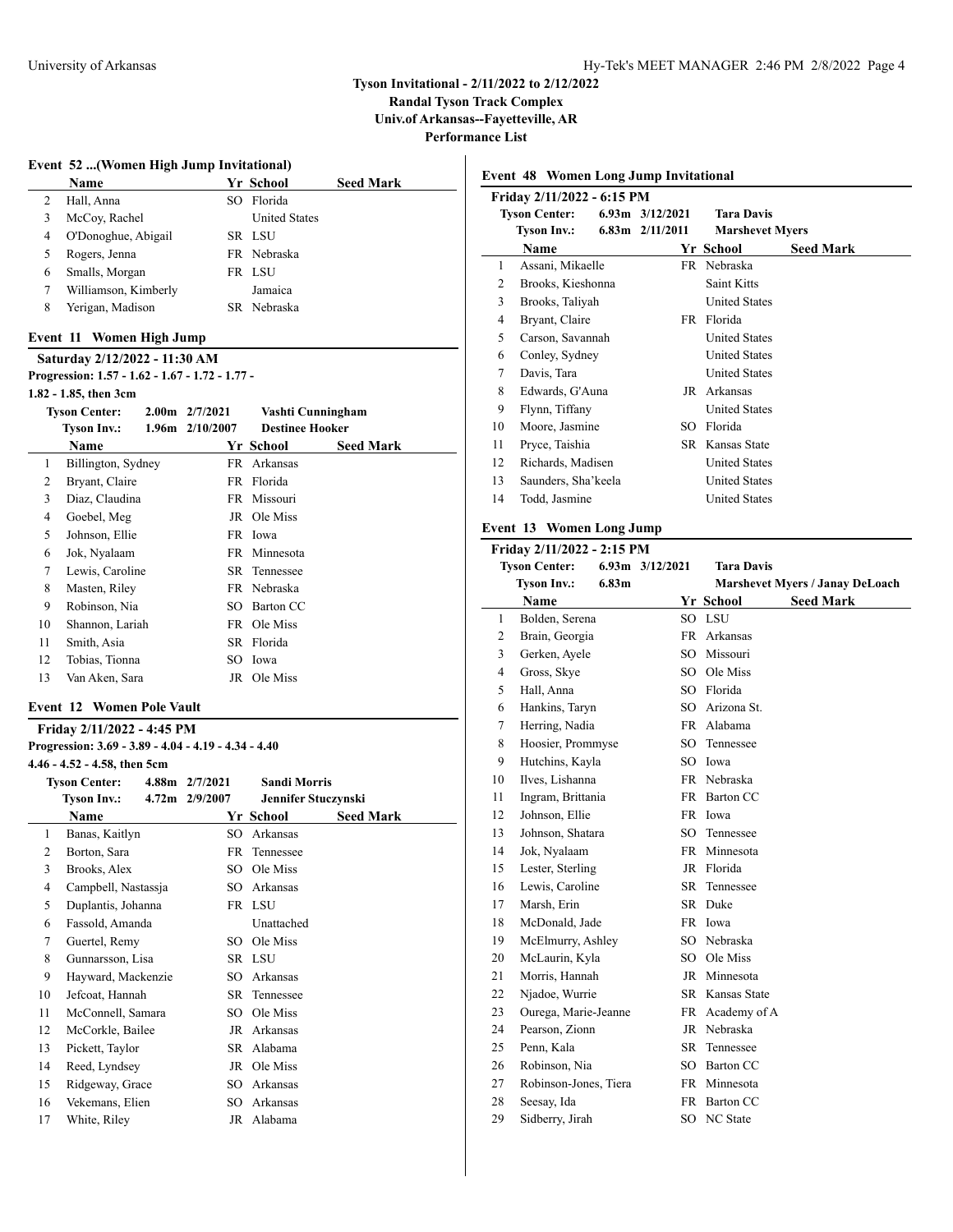## Tyson Invitational - 2/11/2022 to 2/12/2022
**Randal Tyson Track Complex**
**Univ.of Arkansas--Fayetteville, AR**
**Performance List**

### Event 52 ...(Women High Jump Invitational)

| | Name | Yr | School | Seed Mark |
|---|---|---|---|---|
| 2 | Hall, Anna | SO | Florida | |
| 3 | McCoy, Rachel | | United States | |
| 4 | O'Donoghue, Abigail | SR | LSU | |
| 5 | Rogers, Jenna | FR | Nebraska | |
| 6 | Smalls, Morgan | FR | LSU | |
| 7 | Williamson, Kimberly | | Jamaica | |
| 8 | Yerigan, Madison | SR | Nebraska | |

### Event 11 Women High Jump

**Saturday 2/12/2022 - 11:30 AM**
**Progression: 1.57 - 1.62 - 1.67 - 1.72 - 1.77 - 1.82 - 1.85, then 3cm**

**Tyson Center:** 2.00m 2/7/2021 Vashti Cunningham
**Tyson Inv.:** 1.96m 2/10/2007 Destinee Hooker

| | Name | Yr | School | Seed Mark |
|---|---|---|---|---|
| 1 | Billington, Sydney | FR | Arkansas | |
| 2 | Bryant, Claire | FR | Florida | |
| 3 | Diaz, Claudina | FR | Missouri | |
| 4 | Goebel, Meg | JR | Ole Miss | |
| 5 | Johnson, Ellie | FR | Iowa | |
| 6 | Jok, Nyalaam | FR | Minnesota | |
| 7 | Lewis, Caroline | SR | Tennessee | |
| 8 | Masten, Riley | FR | Nebraska | |
| 9 | Robinson, Nia | SO | Barton CC | |
| 10 | Shannon, Lariah | FR | Ole Miss | |
| 11 | Smith, Asia | SR | Florida | |
| 12 | Tobias, Tionna | SO | Iowa | |
| 13 | Van Aken, Sara | JR | Ole Miss | |

### Event 12 Women Pole Vault

**Friday 2/11/2022 - 4:45 PM**
**Progression: 3.69 - 3.89 - 4.04 - 4.19 - 4.34 - 4.40 4.46 - 4.52 - 4.58, then 5cm**

**Tyson Center:** 4.88m 2/7/2021 Sandi Morris
**Tyson Inv.:** 4.72m 2/9/2007 Jennifer Stuczynski

| | Name | Yr | School | Seed Mark |
|---|---|---|---|---|
| 1 | Banas, Kaitlyn | SO | Arkansas | |
| 2 | Borton, Sara | FR | Tennessee | |
| 3 | Brooks, Alex | SO | Ole Miss | |
| 4 | Campbell, Nastassja | SO | Arkansas | |
| 5 | Duplantis, Johanna | FR | LSU | |
| 6 | Fassold, Amanda | | Unattached | |
| 7 | Guertel, Remy | SO | Ole Miss | |
| 8 | Gunnarsson, Lisa | SR | LSU | |
| 9 | Hayward, Mackenzie | SO | Arkansas | |
| 10 | Jefcoat, Hannah | SR | Tennessee | |
| 11 | McConnell, Samara | SO | Ole Miss | |
| 12 | McCorkle, Bailee | JR | Arkansas | |
| 13 | Pickett, Taylor | SR | Alabama | |
| 14 | Reed, Lyndsey | JR | Ole Miss | |
| 15 | Ridgeway, Grace | SO | Arkansas | |
| 16 | Vekemans, Elien | SO | Arkansas | |
| 17 | White, Riley | JR | Alabama | |

### Event 48 Women Long Jump Invitational

**Friday 2/11/2022 - 6:15 PM**

**Tyson Center:** 6.93m 3/12/2021 Tara Davis
**Tyson Inv.:** 6.83m 2/11/2011 Marshevet Myers

| | Name | Yr | School | Seed Mark |
|---|---|---|---|---|
| 1 | Assani, Mikaelle | FR | Nebraska | |
| 2 | Brooks, Kieshonna | | Saint Kitts | |
| 3 | Brooks, Taliyah | | United States | |
| 4 | Bryant, Claire | FR | Florida | |
| 5 | Carson, Savannah | | United States | |
| 6 | Conley, Sydney | | United States | |
| 7 | Davis, Tara | | United States | |
| 8 | Edwards, G'Auna | JR | Arkansas | |
| 9 | Flynn, Tiffany | | United States | |
| 10 | Moore, Jasmine | SO | Florida | |
| 11 | Pryce, Taishia | SR | Kansas State | |
| 12 | Richards, Madisen | | United States | |
| 13 | Saunders, Sha'keela | | United States | |
| 14 | Todd, Jasmine | | United States | |

### Event 13 Women Long Jump

**Friday 2/11/2022 - 2:15 PM**

**Tyson Center:** 6.93m 3/12/2021 Tara Davis
**Tyson Inv.:** 6.83m Marshevet Myers / Janay DeLoach

| | Name | Yr | School | Seed Mark |
|---|---|---|---|---|
| 1 | Bolden, Serena | SO | LSU | |
| 2 | Brain, Georgia | FR | Arkansas | |
| 3 | Gerken, Ayele | SO | Missouri | |
| 4 | Gross, Skye | SO | Ole Miss | |
| 5 | Hall, Anna | SO | Florida | |
| 6 | Hankins, Taryn | SO | Arizona St. | |
| 7 | Herring, Nadia | FR | Alabama | |
| 8 | Hoosier, Prommyse | SO | Tennessee | |
| 9 | Hutchins, Kayla | SO | Iowa | |
| 10 | Ilves, Lishanna | FR | Nebraska | |
| 11 | Ingram, Brittania | FR | Barton CC | |
| 12 | Johnson, Ellie | FR | Iowa | |
| 13 | Johnson, Shatara | SO | Tennessee | |
| 14 | Jok, Nyalaam | FR | Minnesota | |
| 15 | Lester, Sterling | JR | Florida | |
| 16 | Lewis, Caroline | SR | Tennessee | |
| 17 | Marsh, Erin | SR | Duke | |
| 18 | McDonald, Jade | FR | Iowa | |
| 19 | McElmurry, Ashley | SO | Nebraska | |
| 20 | McLaurin, Kyla | SO | Ole Miss | |
| 21 | Morris, Hannah | JR | Minnesota | |
| 22 | Njadoe, Wurrie | SR | Kansas State | |
| 23 | Ourega, Marie-Jeanne | FR | Academy of A | |
| 24 | Pearson, Zionn | JR | Nebraska | |
| 25 | Penn, Kala | SR | Tennessee | |
| 26 | Robinson, Nia | SO | Barton CC | |
| 27 | Robinson-Jones, Tiera | FR | Minnesota | |
| 28 | Seesay, Ida | FR | Barton CC | |
| 29 | Sidberry, Jirah | SO | NC State | |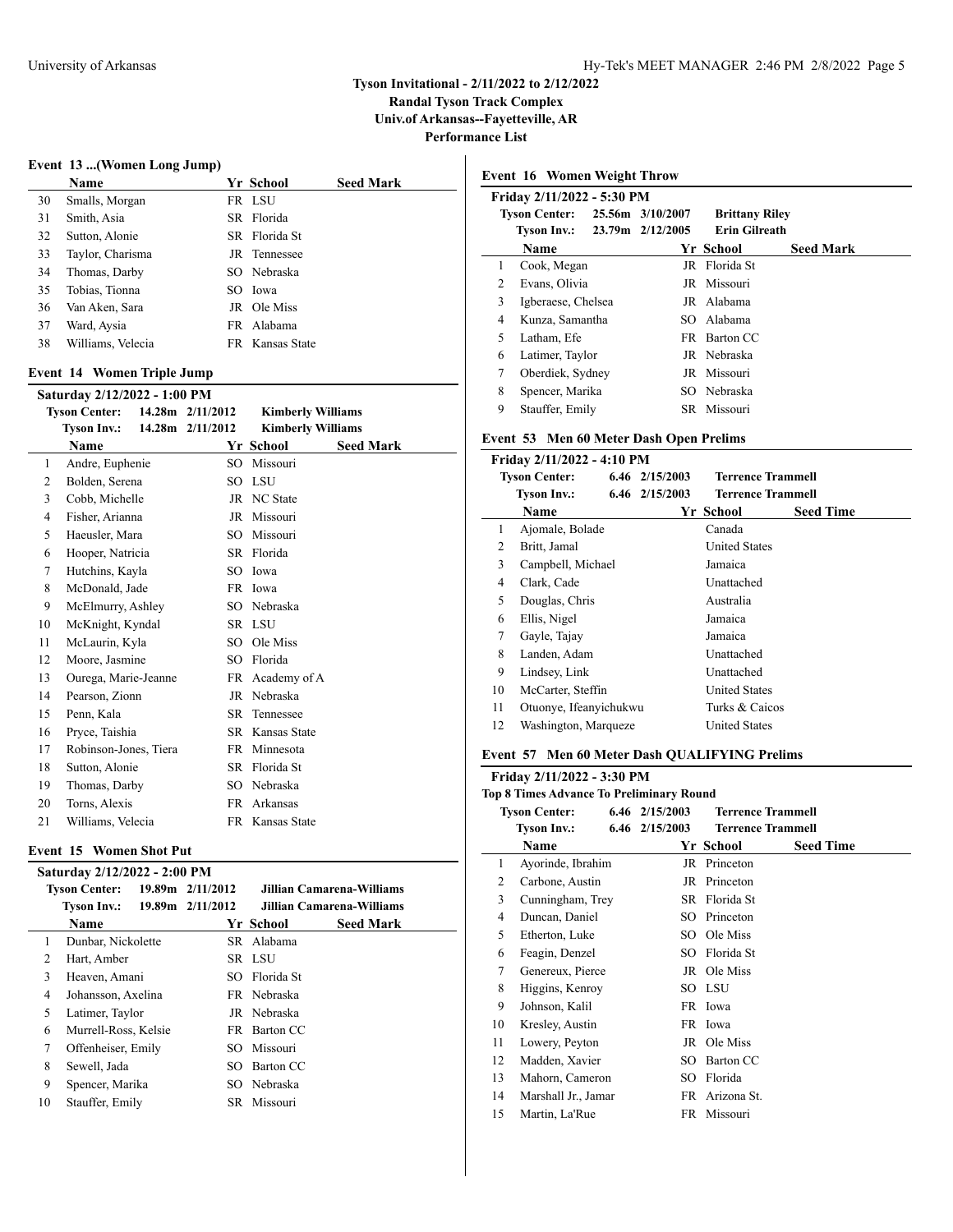## Tyson Invitational - 2/11/2022 to 2/12/2022

**Randal Tyson Track Complex**
**Univ.of Arkansas--Fayetteville, AR**
**Performance List**

### Event 13 ...(Women Long Jump)

| | Name | Yr | School | Seed Mark |
|---|---|---|---|---|
| 30 | Smalls, Morgan | FR | LSU | |
| 31 | Smith, Asia | SR | Florida | |
| 32 | Sutton, Alonie | SR | Florida St | |
| 33 | Taylor, Charisma | JR | Tennessee | |
| 34 | Thomas, Darby | SO | Nebraska | |
| 35 | Tobias, Tionna | SO | Iowa | |
| 36 | Van Aken, Sara | JR | Ole Miss | |
| 37 | Ward, Aysia | FR | Alabama | |
| 38 | Williams, Velecia | FR | Kansas State | |

### Event 14 Women Triple Jump

**Saturday 2/12/2022 - 1:00 PM**

**Tyson Center:** 14.28m 2/11/2012 **Kimberly Williams**
**Tyson Inv.:** 14.28m 2/11/2012 **Kimberly Williams**

| | Name | Yr | School | Seed Mark |
|---|---|---|---|---|
| 1 | Andre, Euphenie | SO | Missouri | |
| 2 | Bolden, Serena | SO | LSU | |
| 3 | Cobb, Michelle | JR | NC State | |
| 4 | Fisher, Arianna | JR | Missouri | |
| 5 | Haeusler, Mara | SO | Missouri | |
| 6 | Hooper, Natricia | SR | Florida | |
| 7 | Hutchins, Kayla | SO | Iowa | |
| 8 | McDonald, Jade | FR | Iowa | |
| 9 | McElmurry, Ashley | SO | Nebraska | |
| 10 | McKnight, Kyndal | SR | LSU | |
| 11 | McLaurin, Kyla | SO | Ole Miss | |
| 12 | Moore, Jasmine | SO | Florida | |
| 13 | Ourega, Marie-Jeanne | FR | Academy of A | |
| 14 | Pearson, Zionn | JR | Nebraska | |
| 15 | Penn, Kala | SR | Tennessee | |
| 16 | Pryce, Taishia | SR | Kansas State | |
| 17 | Robinson-Jones, Tiera | FR | Minnesota | |
| 18 | Sutton, Alonie | SR | Florida St | |
| 19 | Thomas, Darby | SO | Nebraska | |
| 20 | Torns, Alexis | FR | Arkansas | |
| 21 | Williams, Velecia | FR | Kansas State | |

### Event 15 Women Shot Put

**Saturday 2/12/2022 - 2:00 PM**

**Tyson Center:** 19.89m 2/11/2012 **Jillian Camarena-Williams**
**Tyson Inv.:** 19.89m 2/11/2012 **Jillian Camarena-Williams**

| | Name | Yr | School | Seed Mark |
|---|---|---|---|---|
| 1 | Dunbar, Nickolette | SR | Alabama | |
| 2 | Hart, Amber | SR | LSU | |
| 3 | Heaven, Amani | SO | Florida St | |
| 4 | Johansson, Axelina | FR | Nebraska | |
| 5 | Latimer, Taylor | JR | Nebraska | |
| 6 | Murrell-Ross, Kelsie | FR | Barton CC | |
| 7 | Offenheiser, Emily | SO | Missouri | |
| 8 | Sewell, Jada | SO | Barton CC | |
| 9 | Spencer, Marika | SO | Nebraska | |
| 10 | Stauffer, Emily | SR | Missouri | |

### Event 16 Women Weight Throw

**Friday 2/11/2022 - 5:30 PM**

**Tyson Center:** 25.56m 3/10/2007 **Brittany Riley**
**Tyson Inv.:** 23.79m 2/12/2005 **Erin Gilreath**

| | Name | Yr | School | Seed Mark |
|---|---|---|---|---|
| 1 | Cook, Megan | JR | Florida St | |
| 2 | Evans, Olivia | JR | Missouri | |
| 3 | Igberaese, Chelsea | JR | Alabama | |
| 4 | Kunza, Samantha | SO | Alabama | |
| 5 | Latham, Efe | FR | Barton CC | |
| 6 | Latimer, Taylor | JR | Nebraska | |
| 7 | Oberdiek, Sydney | JR | Missouri | |
| 8 | Spencer, Marika | SO | Nebraska | |
| 9 | Stauffer, Emily | SR | Missouri | |

### Event 53 Men 60 Meter Dash Open Prelims

**Friday 2/11/2022 - 4:10 PM**

**Tyson Center:** 6.46 2/15/2003 **Terrence Trammell**
**Tyson Inv.:** 6.46 2/15/2003 **Terrence Trammell**

| | Name | Yr | School | Seed Time |
|---|---|---|---|---|
| 1 | Ajomale, Bolade | | Canada | |
| 2 | Britt, Jamal | | United States | |
| 3 | Campbell, Michael | | Jamaica | |
| 4 | Clark, Cade | | Unattached | |
| 5 | Douglas, Chris | | Australia | |
| 6 | Ellis, Nigel | | Jamaica | |
| 7 | Gayle, Tajay | | Jamaica | |
| 8 | Landen, Adam | | Unattached | |
| 9 | Lindsey, Link | | Unattached | |
| 10 | McCarter, Steffin | | United States | |
| 11 | Otuonye, Ifeanyichukwu | | Turks & Caicos | |
| 12 | Washington, Marqueze | | United States | |

### Event 57 Men 60 Meter Dash QUALIFYING Prelims

**Friday 2/11/2022 - 3:30 PM**

**Top 8 Times Advance To Preliminary Round**

**Tyson Center:** 6.46 2/15/2003 **Terrence Trammell**
**Tyson Inv.:** 6.46 2/15/2003 **Terrence Trammell**

| | Name | Yr | School | Seed Time |
|---|---|---|---|---|
| 1 | Ayorinde, Ibrahim | JR | Princeton | |
| 2 | Carbone, Austin | JR | Princeton | |
| 3 | Cunningham, Trey | SR | Florida St | |
| 4 | Duncan, Daniel | SO | Princeton | |
| 5 | Etherton, Luke | SO | Ole Miss | |
| 6 | Feagin, Denzel | SO | Florida St | |
| 7 | Genereux, Pierce | JR | Ole Miss | |
| 8 | Higgins, Kenroy | SO | LSU | |
| 9 | Johnson, Kalil | FR | Iowa | |
| 10 | Kresley, Austin | FR | Iowa | |
| 11 | Lowery, Peyton | JR | Ole Miss | |
| 12 | Madden, Xavier | SO | Barton CC | |
| 13 | Mahorn, Cameron | SO | Florida | |
| 14 | Marshall Jr., Jamar | FR | Arizona St. | |
| 15 | Martin, La'Rue | FR | Missouri | |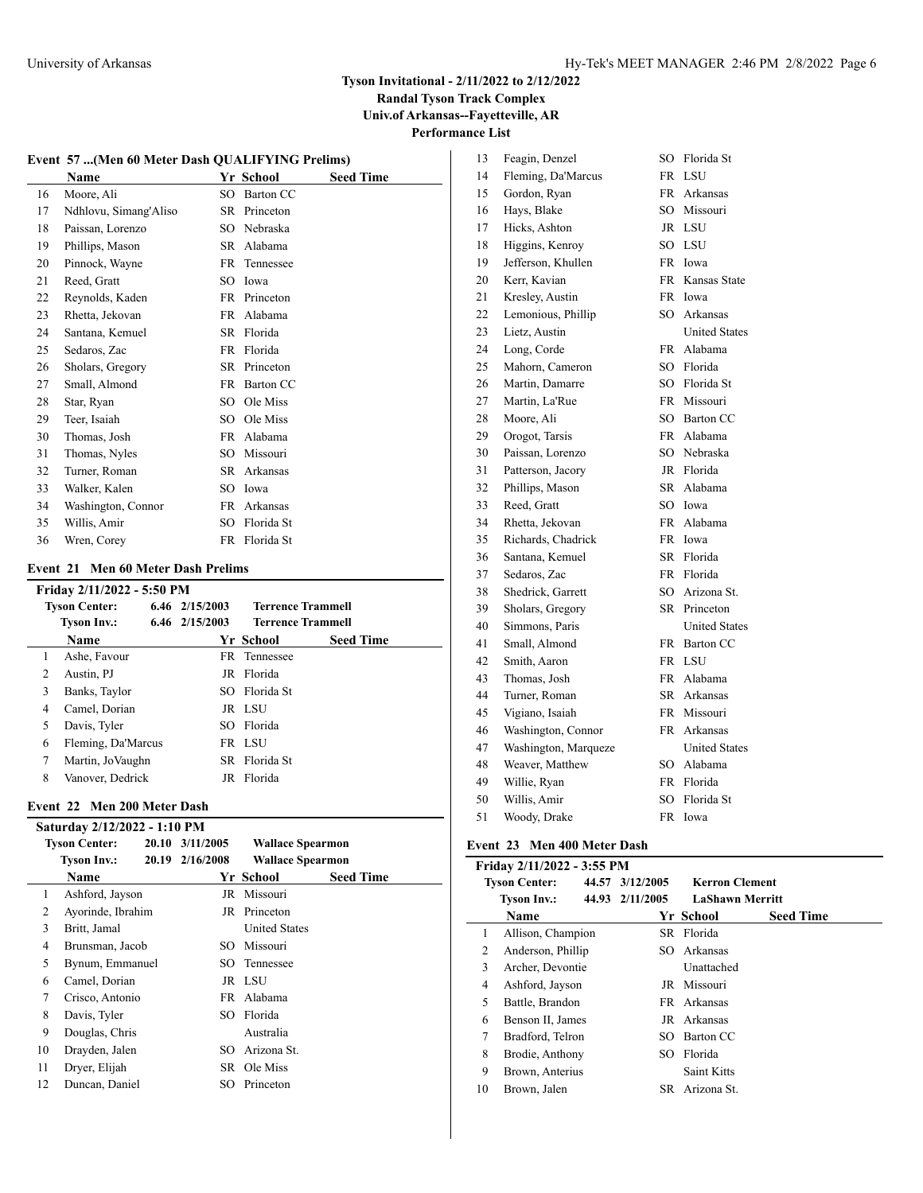# Tyson Invitational - 2/11/2022 to 2/12/2022

**Randal Tyson Track Complex**

**Univ.of Arkansas--Fayetteville, AR**

**Performance List**

## Event 57 ...(Men 60 Meter Dash QUALIFYING Prelims)

| | Name | Yr | School | Seed Time |
|---|---|---|---|---|
| 16 | Moore, Ali | SO | Barton CC | |
| 17 | Ndhlovu, Simang'Aliso | SR | Princeton | |
| 18 | Paissan, Lorenzo | SO | Nebraska | |
| 19 | Phillips, Mason | SR | Alabama | |
| 20 | Pinnock, Wayne | FR | Tennessee | |
| 21 | Reed, Gratt | SO | Iowa | |
| 22 | Reynolds, Kaden | FR | Princeton | |
| 23 | Rhetta, Jekovan | FR | Alabama | |
| 24 | Santana, Kemuel | SR | Florida | |
| 25 | Sedaros, Zac | FR | Florida | |
| 26 | Sholars, Gregory | SR | Princeton | |
| 27 | Small, Almond | FR | Barton CC | |
| 28 | Star, Ryan | SO | Ole Miss | |
| 29 | Teer, Isaiah | SO | Ole Miss | |
| 30 | Thomas, Josh | FR | Alabama | |
| 31 | Thomas, Nyles | SO | Missouri | |
| 32 | Turner, Roman | SR | Arkansas | |
| 33 | Walker, Kalen | SO | Iowa | |
| 34 | Washington, Connor | FR | Arkansas | |
| 35 | Willis, Amir | SO | Florida St | |
| 36 | Wren, Corey | FR | Florida St | |

## Event 21 Men 60 Meter Dash Prelims

**Friday 2/11/2022 - 5:50 PM**

| | | | |
|---|---|---|---|
| Tyson Center: | 6.46 | 2/15/2003 | Terrence Trammell |
| Tyson Inv.: | 6.46 | 2/15/2003 | Terrence Trammell |

| | Name | Yr | School | Seed Time |
|---|---|---|---|---|
| 1 | Ashe, Favour | FR | Tennessee | |
| 2 | Austin, PJ | JR | Florida | |
| 3 | Banks, Taylor | SO | Florida St | |
| 4 | Camel, Dorian | JR | LSU | |
| 5 | Davis, Tyler | SO | Florida | |
| 6 | Fleming, Da'Marcus | FR | LSU | |
| 7 | Martin, JoVaughn | SR | Florida St | |
| 8 | Vanover, Dedrick | JR | Florida | |

## Event 22 Men 200 Meter Dash

**Saturday 2/12/2022 - 1:10 PM**

| | | | |
|---|---|---|---|
| Tyson Center: | 20.10 | 3/11/2005 | Wallace Spearmon |
| Tyson Inv.: | 20.19 | 2/16/2008 | Wallace Spearmon |

| | Name | Yr | School | Seed Time |
|---|---|---|---|---|
| 1 | Ashford, Jayson | JR | Missouri | |
| 2 | Ayorinde, Ibrahim | JR | Princeton | |
| 3 | Britt, Jamal | | United States | |
| 4 | Brunsman, Jacob | SO | Missouri | |
| 5 | Bynum, Emmanuel | SO | Tennessee | |
| 6 | Camel, Dorian | JR | LSU | |
| 7 | Crisco, Antonio | FR | Alabama | |
| 8 | Davis, Tyler | SO | Florida | |
| 9 | Douglas, Chris | | Australia | |
| 10 | Drayden, Jalen | SO | Arizona St. | |
| 11 | Dryer, Elijah | SR | Ole Miss | |
| 12 | Duncan, Daniel | SO | Princeton | |
| 13 | Feagin, Denzel | SO | Florida St | |
| 14 | Fleming, Da'Marcus | FR | LSU | |
| 15 | Gordon, Ryan | FR | Arkansas | |
| 16 | Hays, Blake | SO | Missouri | |
| 17 | Hicks, Ashton | JR | LSU | |
| 18 | Higgins, Kenroy | SO | LSU | |
| 19 | Jefferson, Khullen | FR | Iowa | |
| 20 | Kerr, Kavian | FR | Kansas State | |
| 21 | Kresley, Austin | FR | Iowa | |
| 22 | Lemonious, Phillip | SO | Arkansas | |
| 23 | Lietz, Austin | | United States | |
| 24 | Long, Corde | FR | Alabama | |
| 25 | Mahorn, Cameron | SO | Florida | |
| 26 | Martin, Damarre | SO | Florida St | |
| 27 | Martin, La'Rue | FR | Missouri | |
| 28 | Moore, Ali | SO | Barton CC | |
| 29 | Orogot, Tarsis | FR | Alabama | |
| 30 | Paissan, Lorenzo | SO | Nebraska | |
| 31 | Patterson, Jacory | JR | Florida | |
| 32 | Phillips, Mason | SR | Alabama | |
| 33 | Reed, Gratt | SO | Iowa | |
| 34 | Rhetta, Jekovan | FR | Alabama | |
| 35 | Richards, Chadrick | FR | Iowa | |
| 36 | Santana, Kemuel | SR | Florida | |
| 37 | Sedaros, Zac | FR | Florida | |
| 38 | Shedrick, Garrett | SO | Arizona St. | |
| 39 | Sholars, Gregory | SR | Princeton | |
| 40 | Simmons, Paris | | United States | |
| 41 | Small, Almond | FR | Barton CC | |
| 42 | Smith, Aaron | FR | LSU | |
| 43 | Thomas, Josh | FR | Alabama | |
| 44 | Turner, Roman | SR | Arkansas | |
| 45 | Vigiano, Isaiah | FR | Missouri | |
| 46 | Washington, Connor | FR | Arkansas | |
| 47 | Washington, Marqueze | | United States | |
| 48 | Weaver, Matthew | SO | Alabama | |
| 49 | Willie, Ryan | FR | Florida | |
| 50 | Willis, Amir | SO | Florida St | |
| 51 | Woody, Drake | FR | Iowa | |

## Event 23 Men 400 Meter Dash

**Friday 2/11/2022 - 3:55 PM**

| | | | |
|---|---|---|---|
| Tyson Center: | 44.57 | 3/12/2005 | Kerron Clement |
| Tyson Inv.: | 44.93 | 2/11/2005 | LaShawn Merritt |

| | Name | Yr | School | Seed Time |
|---|---|---|---|---|
| 1 | Allison, Champion | SR | Florida | |
| 2 | Anderson, Phillip | SO | Arkansas | |
| 3 | Archer, Devontie | | Unattached | |
| 4 | Ashford, Jayson | JR | Missouri | |
| 5 | Battle, Brandon | FR | Arkansas | |
| 6 | Benson II, James | JR | Arkansas | |
| 7 | Bradford, Telron | SO | Barton CC | |
| 8 | Brodie, Anthony | SO | Florida | |
| 9 | Brown, Anterius | | Saint Kitts | |
| 10 | Brown, Jalen | SR | Arizona St. | |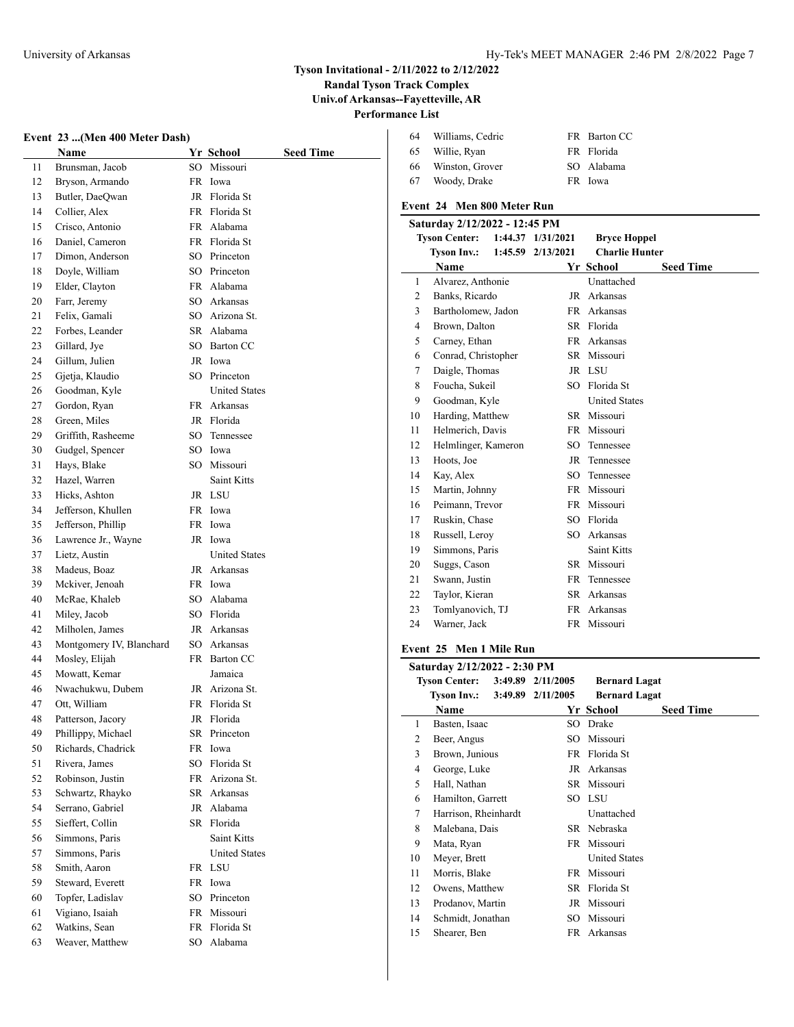## Tyson Invitational - 2/11/2022 to 2/12/2022

**Randal Tyson Track Complex**
**Univ.of Arkansas--Fayetteville, AR**
**Performance List**

### Event 23 ...(Men 400 Meter Dash)

| | Name | Yr | School | Seed Time |
|---|---|---|---|---|
| 11 | Brunsman, Jacob | SO | Missouri | |
| 12 | Bryson, Armando | FR | Iowa | |
| 13 | Butler, DaeQwan | JR | Florida St | |
| 14 | Collier, Alex | FR | Florida St | |
| 15 | Crisco, Antonio | FR | Alabama | |
| 16 | Daniel, Cameron | FR | Florida St | |
| 17 | Dimon, Anderson | SO | Princeton | |
| 18 | Doyle, William | SO | Princeton | |
| 19 | Elder, Clayton | FR | Alabama | |
| 20 | Farr, Jeremy | SO | Arkansas | |
| 21 | Felix, Gamali | SO | Arizona St. | |
| 22 | Forbes, Leander | SR | Alabama | |
| 23 | Gillard, Jye | SO | Barton CC | |
| 24 | Gillum, Julien | JR | Iowa | |
| 25 | Gjetja, Klaudio | SO | Princeton | |
| 26 | Goodman, Kyle | | United States | |
| 27 | Gordon, Ryan | FR | Arkansas | |
| 28 | Green, Miles | JR | Florida | |
| 29 | Griffith, Rasheeme | SO | Tennessee | |
| 30 | Gudgel, Spencer | SO | Iowa | |
| 31 | Hays, Blake | SO | Missouri | |
| 32 | Hazel, Warren | | Saint Kitts | |
| 33 | Hicks, Ashton | JR | LSU | |
| 34 | Jefferson, Khullen | FR | Iowa | |
| 35 | Jefferson, Phillip | FR | Iowa | |
| 36 | Lawrence Jr., Wayne | JR | Iowa | |
| 37 | Lietz, Austin | | United States | |
| 38 | Madeus, Boaz | JR | Arkansas | |
| 39 | Mckiver, Jenoah | FR | Iowa | |
| 40 | McRae, Khaleb | SO | Alabama | |
| 41 | Miley, Jacob | SO | Florida | |
| 42 | Milholen, James | JR | Arkansas | |
| 43 | Montgomery IV, Blanchard | SO | Arkansas | |
| 44 | Mosley, Elijah | FR | Barton CC | |
| 45 | Mowatt, Kemar | | Jamaica | |
| 46 | Nwachukwu, Dubem | JR | Arizona St. | |
| 47 | Ott, William | FR | Florida St | |
| 48 | Patterson, Jacory | JR | Florida | |
| 49 | Phillippy, Michael | SR | Princeton | |
| 50 | Richards, Chadrick | FR | Iowa | |
| 51 | Rivera, James | SO | Florida St | |
| 52 | Robinson, Justin | FR | Arizona St. | |
| 53 | Schwartz, Rhayko | SR | Arkansas | |
| 54 | Serrano, Gabriel | JR | Alabama | |
| 55 | Sieffert, Collin | SR | Florida | |
| 56 | Simmons, Paris | | Saint Kitts | |
| 57 | Simmons, Paris | | United States | |
| 58 | Smith, Aaron | FR | LSU | |
| 59 | Steward, Everett | FR | Iowa | |
| 60 | Topfer, Ladislav | SO | Princeton | |
| 61 | Vigiano, Isaiah | FR | Missouri | |
| 62 | Watkins, Sean | FR | Florida St | |
| 63 | Weaver, Matthew | SO | Alabama | |
| 64 | Williams, Cedric | FR | Barton CC | |
| 65 | Willie, Ryan | FR | Florida | |
| 66 | Winston, Grover | SO | Alabama | |
| 67 | Woody, Drake | FR | Iowa | |

### Event 24 Men 800 Meter Run

**Saturday 2/12/2022 - 12:45 PM**

**Tyson Center:** 1:44.37 1/31/2021 **Bryce Hoppel**
**Tyson Inv.:** 1:45.59 2/13/2021 **Charlie Hunter**

| | Name | Yr | School | Seed Time |
|---|---|---|---|---|
| 1 | Alvarez, Anthonie | | Unattached | |
| 2 | Banks, Ricardo | JR | Arkansas | |
| 3 | Bartholomew, Jadon | FR | Arkansas | |
| 4 | Brown, Dalton | SR | Florida | |
| 5 | Carney, Ethan | FR | Arkansas | |
| 6 | Conrad, Christopher | SR | Missouri | |
| 7 | Daigle, Thomas | JR | LSU | |
| 8 | Foucha, Sukeil | SO | Florida St | |
| 9 | Goodman, Kyle | | United States | |
| 10 | Harding, Matthew | SR | Missouri | |
| 11 | Helmerich, Davis | FR | Missouri | |
| 12 | Helmlinger, Kameron | SO | Tennessee | |
| 13 | Hoots, Joe | JR | Tennessee | |
| 14 | Kay, Alex | SO | Tennessee | |
| 15 | Martin, Johnny | FR | Missouri | |
| 16 | Peimann, Trevor | FR | Missouri | |
| 17 | Ruskin, Chase | SO | Florida | |
| 18 | Russell, Leroy | SO | Arkansas | |
| 19 | Simmons, Paris | | Saint Kitts | |
| 20 | Suggs, Cason | SR | Missouri | |
| 21 | Swann, Justin | FR | Tennessee | |
| 22 | Taylor, Kieran | SR | Arkansas | |
| 23 | Tomlyanovich, TJ | FR | Arkansas | |
| 24 | Warner, Jack | FR | Missouri | |

### Event 25 Men 1 Mile Run

**Saturday 2/12/2022 - 2:30 PM**

**Tyson Center:** 3:49.89 2/11/2005 **Bernard Lagat**
**Tyson Inv.:** 3:49.89 2/11/2005 **Bernard Lagat**

| | Name | Yr | School | Seed Time |
|---|---|---|---|---|
| 1 | Basten, Isaac | SO | Drake | |
| 2 | Beer, Angus | SO | Missouri | |
| 3 | Brown, Junious | FR | Florida St | |
| 4 | George, Luke | JR | Arkansas | |
| 5 | Hall, Nathan | SR | Missouri | |
| 6 | Hamilton, Garrett | SO | LSU | |
| 7 | Harrison, Rheinhardt | | Unattached | |
| 8 | Malebana, Dais | SR | Nebraska | |
| 9 | Mata, Ryan | FR | Missouri | |
| 10 | Meyer, Brett | | United States | |
| 11 | Morris, Blake | FR | Missouri | |
| 12 | Owens, Matthew | SR | Florida St | |
| 13 | Prodanov, Martin | JR | Missouri | |
| 14 | Schmidt, Jonathan | SO | Missouri | |
| 15 | Shearer, Ben | FR | Arkansas | |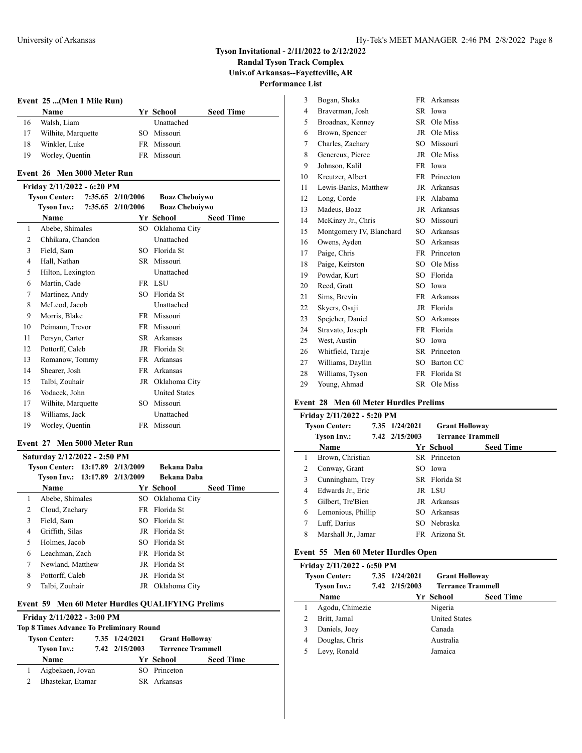# Tyson Invitational - 2/11/2022 to 2/12/2022

**Randal Tyson Track Complex**

**Univ.of Arkansas--Fayetteville, AR**

**Performance List**

### Event 25 ...(Men 1 Mile Run)

| | Name | Yr | School | Seed Time |
|---|---|---|---|---|
| 16 | Walsh, Liam | | Unattached | |
| 17 | Wilhite, Marquette | SO | Missouri | |
| 18 | Winkler, Luke | FR | Missouri | |
| 19 | Worley, Quentin | FR | Missouri | |

### Event 26 Men 3000 Meter Run

**Friday 2/11/2022 - 6:20 PM**

Tyson Center: 7:35.65 2/10/2006 Boaz Cheboiywo
Tyson Inv.: 7:35.65 2/10/2006 Boaz Cheboiywo

| | Name | Yr | School | Seed Time |
|---|---|---|---|---|
| 1 | Abebe, Shimales | SO | Oklahoma City | |
| 2 | Chhikara, Chandon | | Unattached | |
| 3 | Field, Sam | SO | Florida St | |
| 4 | Hall, Nathan | SR | Missouri | |
| 5 | Hilton, Lexington | | Unattached | |
| 6 | Martin, Cade | FR | LSU | |
| 7 | Martinez, Andy | SO | Florida St | |
| 8 | McLeod, Jacob | | Unattached | |
| 9 | Morris, Blake | FR | Missouri | |
| 10 | Peimann, Trevor | FR | Missouri | |
| 11 | Persyn, Carter | SR | Arkansas | |
| 12 | Pottorff, Caleb | JR | Florida St | |
| 13 | Romanow, Tommy | FR | Arkansas | |
| 14 | Shearer, Josh | FR | Arkansas | |
| 15 | Talbi, Zouhair | JR | Oklahoma City | |
| 16 | Vodacek, John | | United States | |
| 17 | Wilhite, Marquette | SO | Missouri | |
| 18 | Williams, Jack | | Unattached | |
| 19 | Worley, Quentin | FR | Missouri | |

### Event 27 Men 5000 Meter Run

**Saturday 2/12/2022 - 2:50 PM**

Tyson Center: 13:17.89 2/13/2009 Bekana Daba
Tyson Inv.: 13:17.89 2/13/2009 Bekana Daba

| | Name | Yr | School | Seed Time |
|---|---|---|---|---|
| 1 | Abebe, Shimales | SO | Oklahoma City | |
| 2 | Cloud, Zachary | FR | Florida St | |
| 3 | Field, Sam | SO | Florida St | |
| 4 | Griffith, Silas | JR | Florida St | |
| 5 | Holmes, Jacob | SO | Florida St | |
| 6 | Leachman, Zach | FR | Florida St | |
| 7 | Newland, Matthew | JR | Florida St | |
| 8 | Pottorff, Caleb | JR | Florida St | |
| 9 | Talbi, Zouhair | JR | Oklahoma City | |

### Event 59 Men 60 Meter Hurdles QUALIFYING Prelims

**Friday 2/11/2022 - 3:00 PM**

**Top 8 Times Advance To Preliminary Round**

Tyson Center: 7.35 1/24/2021 Grant Holloway
Tyson Inv.: 7.42 2/15/2003 Terrence Trammell

| | Name | Yr | School | Seed Time |
|---|---|---|---|---|
| 1 | Aigbekaen, Jovan | SO | Princeton | |
| 2 | Bhastekar, Etamar | SR | Arkansas | |
| 3 | Bogan, Shaka | FR | Arkansas | |
| 4 | Braverman, Josh | SR | Iowa | |
| 5 | Broadnax, Kenney | SR | Ole Miss | |
| 6 | Brown, Spencer | JR | Ole Miss | |
| 7 | Charles, Zachary | SO | Missouri | |
| 8 | Genereux, Pierce | JR | Ole Miss | |
| 9 | Johnson, Kalil | FR | Iowa | |
| 10 | Kreutzer, Albert | FR | Princeton | |
| 11 | Lewis-Banks, Matthew | JR | Arkansas | |
| 12 | Long, Corde | FR | Alabama | |
| 13 | Madeus, Boaz | JR | Arkansas | |
| 14 | McKinzy Jr., Chris | SO | Missouri | |
| 15 | Montgomery IV, Blanchard | SO | Arkansas | |
| 16 | Owens, Ayden | SO | Arkansas | |
| 17 | Paige, Chris | FR | Princeton | |
| 18 | Paige, Keirston | SO | Ole Miss | |
| 19 | Powdar, Kurt | SO | Florida | |
| 20 | Reed, Gratt | SO | Iowa | |
| 21 | Sims, Brevin | FR | Arkansas | |
| 22 | Skyers, Osaji | JR | Florida | |
| 23 | Spejcher, Daniel | SO | Arkansas | |
| 24 | Stravato, Joseph | FR | Florida | |
| 25 | West, Austin | SO | Iowa | |
| 26 | Whitfield, Taraje | SR | Princeton | |
| 27 | Williams, Dayllin | SO | Barton CC | |
| 28 | Williams, Tyson | FR | Florida St | |
| 29 | Young, Ahmad | SR | Ole Miss | |

### Event 28 Men 60 Meter Hurdles Prelims

**Friday 2/11/2022 - 5:20 PM**

Tyson Center: 7.35 1/24/2021 Grant Holloway
Tyson Inv.: 7.42 2/15/2003 Terrence Trammell

| | Name | Yr | School | Seed Time |
|---|---|---|---|---|
| 1 | Brown, Christian | SR | Princeton | |
| 2 | Conway, Grant | SO | Iowa | |
| 3 | Cunningham, Trey | SR | Florida St | |
| 4 | Edwards Jr., Eric | JR | LSU | |
| 5 | Gilbert, Tre'Bien | JR | Arkansas | |
| 6 | Lemonious, Phillip | SO | Arkansas | |
| 7 | Luff, Darius | SO | Nebraska | |
| 8 | Marshall Jr., Jamar | FR | Arizona St. | |

### Event 55 Men 60 Meter Hurdles Open

**Friday 2/11/2022 - 6:50 PM**

Tyson Center: 7.35 1/24/2021 Grant Holloway
Tyson Inv.: 7.42 2/15/2003 Terrence Trammell

| | Name | Yr | School | Seed Time |
|---|---|---|---|---|
| 1 | Agodu, Chimezie | | Nigeria | |
| 2 | Britt, Jamal | | United States | |
| 3 | Daniels, Joey | | Canada | |
| 4 | Douglas, Chris | | Australia | |
| 5 | Levy, Ronald | | Jamaica | |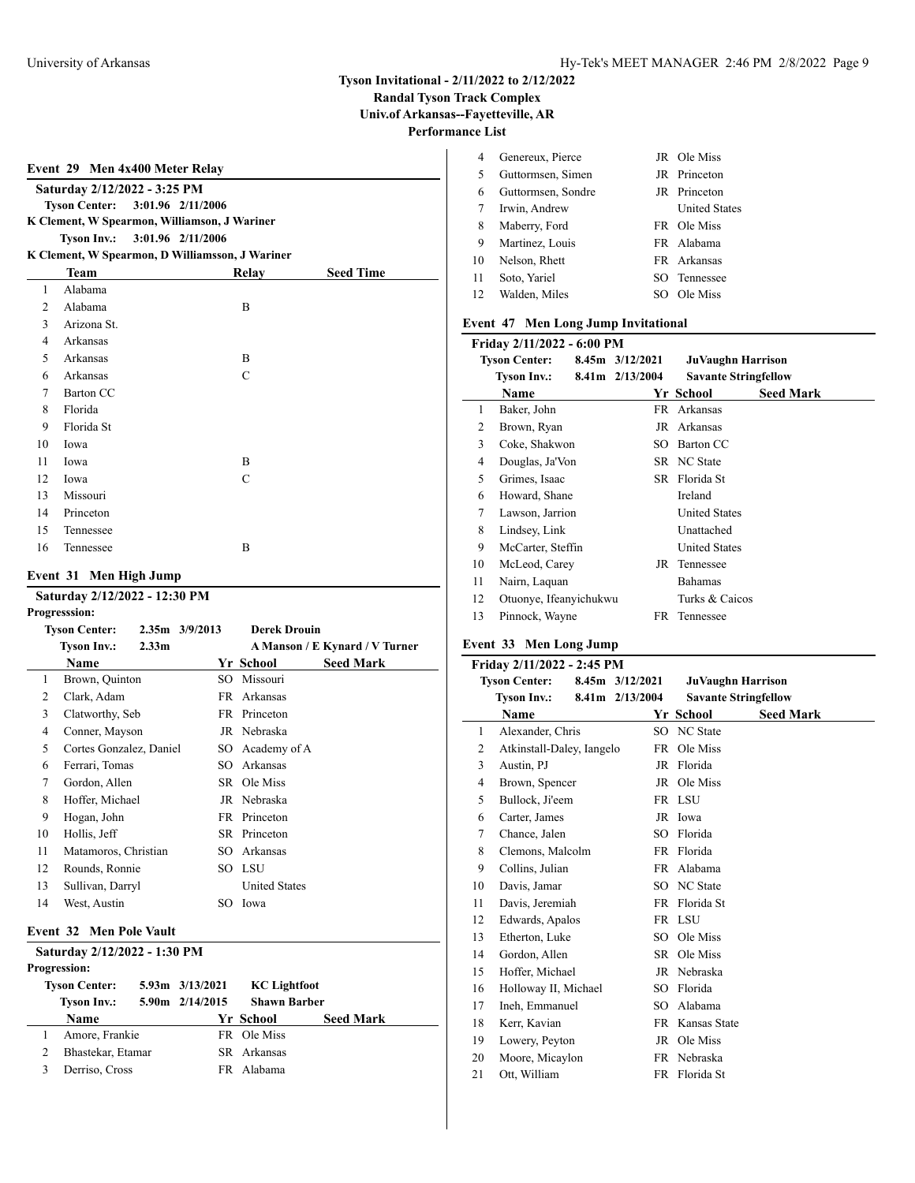# Tyson Invitational - 2/11/2022 to 2/12/2022
## Randal Tyson Track Complex
## Univ.of Arkansas--Fayetteville, AR
## Performance List

### Event 29 Men 4x400 Meter Relay

**Saturday 2/12/2022 - 3:25 PM**

**Tyson Center:** 3:01.96 2/11/2006
**K Clement, W Spearmon, Williamson, J Wariner**
**Tyson Inv.:** 3:01.96 2/11/2006
**K Clement, W Spearmon, D Williamsson, J Wariner**

| | Team | Relay | Seed Time |
|---|---|---|---|
| 1 | Alabama | | |
| 2 | Alabama | B | |
| 3 | Arizona St. | | |
| 4 | Arkansas | | |
| 5 | Arkansas | B | |
| 6 | Arkansas | C | |
| 7 | Barton CC | | |
| 8 | Florida | | |
| 9 | Florida St | | |
| 10 | Iowa | | |
| 11 | Iowa | B | |
| 12 | Iowa | C | |
| 13 | Missouri | | |
| 14 | Princeton | | |
| 15 | Tennessee | | |
| 16 | Tennessee | B | |

### Event 31 Men High Jump

**Saturday 2/12/2022 - 12:30 PM**
**Progresssion:**

**Tyson Center:** 2.35m 3/9/2013 **Derek Drouin**
**Tyson Inv.:** 2.33m **A Manson / E Kynard / V Turner**

| | Name | Yr | School | Seed Mark |
|---|---|---|---|---|
| 1 | Brown, Quinton | SO | Missouri | |
| 2 | Clark, Adam | FR | Arkansas | |
| 3 | Clatworthy, Seb | FR | Princeton | |
| 4 | Conner, Mayson | JR | Nebraska | |
| 5 | Cortes Gonzalez, Daniel | SO | Academy of A | |
| 6 | Ferrari, Tomas | SO | Arkansas | |
| 7 | Gordon, Allen | SR | Ole Miss | |
| 8 | Hoffer, Michael | JR | Nebraska | |
| 9 | Hogan, John | FR | Princeton | |
| 10 | Hollis, Jeff | SR | Princeton | |
| 11 | Matamoros, Christian | SO | Arkansas | |
| 12 | Rounds, Ronnie | SO | LSU | |
| 13 | Sullivan, Darryl | | United States | |
| 14 | West, Austin | SO | Iowa | |

### Event 32 Men Pole Vault

**Saturday 2/12/2022 - 1:30 PM**
**Progression:**

**Tyson Center:** 5.93m 3/13/2021 **KC Lightfoot**
**Tyson Inv.:** 5.90m 2/14/2015 **Shawn Barber**

| | Name | Yr | School | Seed Mark |
|---|---|---|---|---|
| 1 | Amore, Frankie | FR | Ole Miss | |
| 2 | Bhastekar, Etamar | SR | Arkansas | |
| 3 | Derriso, Cross | FR | Alabama | |
| 4 | Genereux, Pierce | JR | Ole Miss | |
| 5 | Guttormsen, Simen | JR | Princeton | |
| 6 | Guttormsen, Sondre | JR | Princeton | |
| 7 | Irwin, Andrew | | United States | |
| 8 | Maberry, Ford | FR | Ole Miss | |
| 9 | Martinez, Louis | FR | Alabama | |
| 10 | Nelson, Rhett | FR | Arkansas | |
| 11 | Soto, Yariel | SO | Tennessee | |
| 12 | Walden, Miles | SO | Ole Miss | |

### Event 47 Men Long Jump Invitational

**Friday 2/11/2022 - 6:00 PM**

**Tyson Center:** 8.45m 3/12/2021 **JuVaughn Harrison**
**Tyson Inv.:** 8.41m 2/13/2004 **Savante Stringfellow**

| | Name | Yr | School | Seed Mark |
|---|---|---|---|---|
| 1 | Baker, John | FR | Arkansas | |
| 2 | Brown, Ryan | JR | Arkansas | |
| 3 | Coke, Shakwon | SO | Barton CC | |
| 4 | Douglas, Ja'Von | SR | NC State | |
| 5 | Grimes, Isaac | SR | Florida St | |
| 6 | Howard, Shane | | Ireland | |
| 7 | Lawson, Jarrion | | United States | |
| 8 | Lindsey, Link | | Unattached | |
| 9 | McCarter, Steffin | | United States | |
| 10 | McLeod, Carey | JR | Tennessee | |
| 11 | Nairn, Laquan | | Bahamas | |
| 12 | Otuonye, Ifeanyichukwu | | Turks & Caicos | |
| 13 | Pinnock, Wayne | FR | Tennessee | |

### Event 33 Men Long Jump

**Friday 2/11/2022 - 2:45 PM**

**Tyson Center:** 8.45m 3/12/2021 **JuVaughn Harrison**
**Tyson Inv.:** 8.41m 2/13/2004 **Savante Stringfellow**

| | Name | Yr | School | Seed Mark |
|---|---|---|---|---|
| 1 | Alexander, Chris | SO | NC State | |
| 2 | Atkinstall-Daley, Iangelo | FR | Ole Miss | |
| 3 | Austin, PJ | JR | Florida | |
| 4 | Brown, Spencer | JR | Ole Miss | |
| 5 | Bullock, Ji'eem | FR | LSU | |
| 6 | Carter, James | JR | Iowa | |
| 7 | Chance, Jalen | SO | Florida | |
| 8 | Clemons, Malcolm | FR | Florida | |
| 9 | Collins, Julian | FR | Alabama | |
| 10 | Davis, Jamar | SO | NC State | |
| 11 | Davis, Jeremiah | FR | Florida St | |
| 12 | Edwards, Apalos | FR | LSU | |
| 13 | Etherton, Luke | SO | Ole Miss | |
| 14 | Gordon, Allen | SR | Ole Miss | |
| 15 | Hoffer, Michael | JR | Nebraska | |
| 16 | Holloway II, Michael | SO | Florida | |
| 17 | Ineh, Emmanuel | SO | Alabama | |
| 18 | Kerr, Kavian | FR | Kansas State | |
| 19 | Lowery, Peyton | JR | Ole Miss | |
| 20 | Moore, Micaylon | FR | Nebraska | |
| 21 | Ott, William | FR | Florida St | |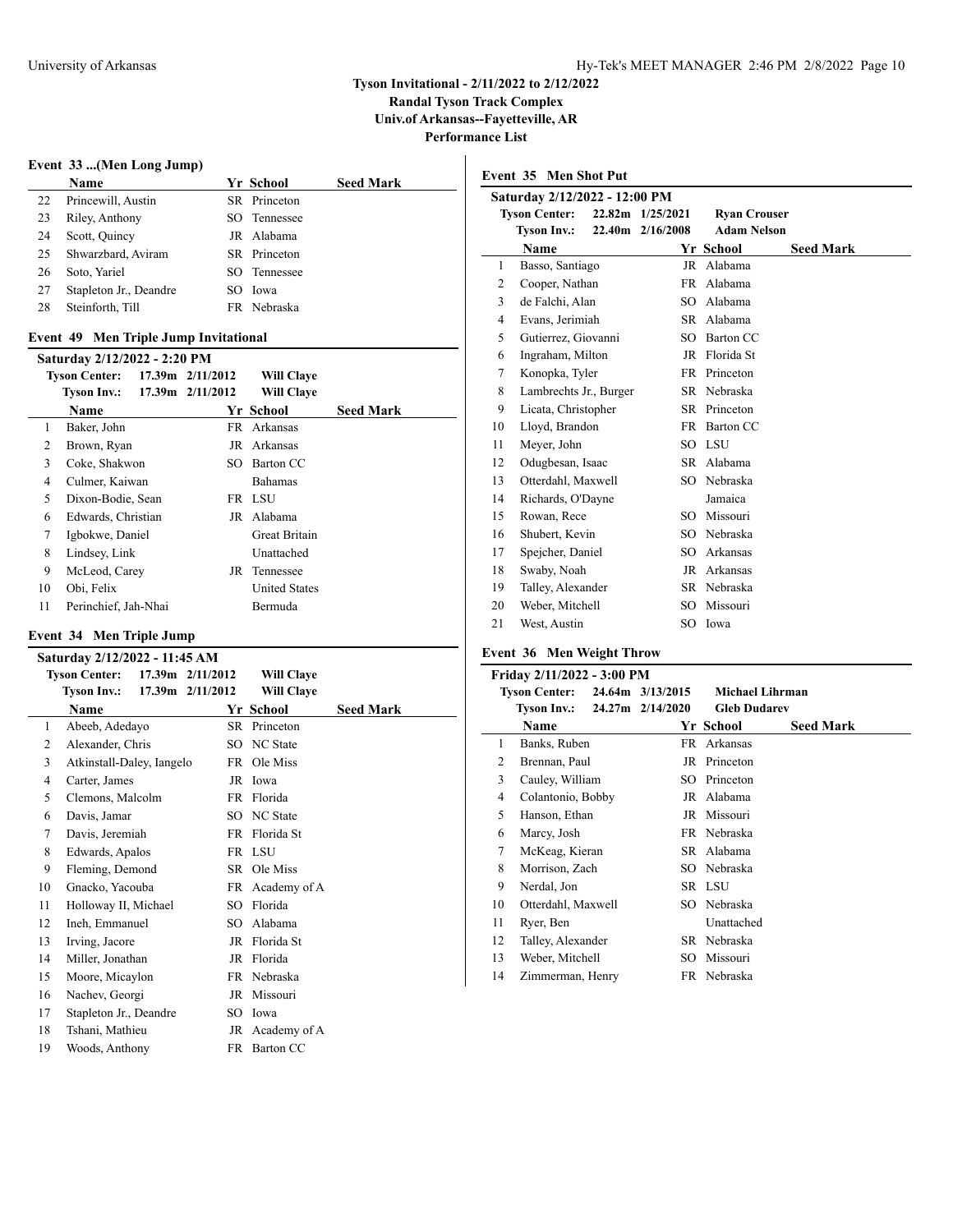# Tyson Invitational - 2/11/2022 to 2/12/2022

**Randal Tyson Track Complex**

**Univ.of Arkansas--Fayetteville, AR**

**Performance List**

### Event 33 ...(Men Long Jump)

| | Name | Yr | School | Seed Mark |
|---|---|---|---|---|
| 22 | Princewill, Austin | SR | Princeton | |
| 23 | Riley, Anthony | SO | Tennessee | |
| 24 | Scott, Quincy | JR | Alabama | |
| 25 | Shwarzbard, Aviram | SR | Princeton | |
| 26 | Soto, Yariel | SO | Tennessee | |
| 27 | Stapleton Jr., Deandre | SO | Iowa | |
| 28 | Steinforth, Till | FR | Nebraska | |

### Event 49 Men Triple Jump Invitational

**Saturday 2/12/2022 - 2:20 PM**

**Tyson Center:** 17.39m 2/11/2012 **Will Claye**

**Tyson Inv.:** 17.39m 2/11/2012 **Will Claye**

| | Name | Yr | School | Seed Mark |
|---|---|---|---|---|
| 1 | Baker, John | FR | Arkansas | |
| 2 | Brown, Ryan | JR | Arkansas | |
| 3 | Coke, Shakwon | SO | Barton CC | |
| 4 | Culmer, Kaiwan | | Bahamas | |
| 5 | Dixon-Bodie, Sean | FR | LSU | |
| 6 | Edwards, Christian | JR | Alabama | |
| 7 | Igbokwe, Daniel | | Great Britain | |
| 8 | Lindsey, Link | | Unattached | |
| 9 | McLeod, Carey | JR | Tennessee | |
| 10 | Obi, Felix | | United States | |
| 11 | Perinchief, Jah-Nhai | | Bermuda | |

### Event 34 Men Triple Jump

**Saturday 2/12/2022 - 11:45 AM**

**Tyson Center:** 17.39m 2/11/2012 **Will Claye**

**Tyson Inv.:** 17.39m 2/11/2012 **Will Claye**

| | Name | Yr | School | Seed Mark |
|---|---|---|---|---|
| 1 | Abeeb, Adedayo | SR | Princeton | |
| 2 | Alexander, Chris | SO | NC State | |
| 3 | Atkinstall-Daley, Iangelo | FR | Ole Miss | |
| 4 | Carter, James | JR | Iowa | |
| 5 | Clemons, Malcolm | FR | Florida | |
| 6 | Davis, Jamar | SO | NC State | |
| 7 | Davis, Jeremiah | FR | Florida St | |
| 8 | Edwards, Apalos | FR | LSU | |
| 9 | Fleming, Demond | SR | Ole Miss | |
| 10 | Gnacko, Yacouba | FR | Academy of A | |
| 11 | Holloway II, Michael | SO | Florida | |
| 12 | Ineh, Emmanuel | SO | Alabama | |
| 13 | Irving, Jacore | JR | Florida St | |
| 14 | Miller, Jonathan | JR | Florida | |
| 15 | Moore, Micaylon | FR | Nebraska | |
| 16 | Nachev, Georgi | JR | Missouri | |
| 17 | Stapleton Jr., Deandre | SO | Iowa | |
| 18 | Tshani, Mathieu | JR | Academy of A | |
| 19 | Woods, Anthony | FR | Barton CC | |

### Event 35 Men Shot Put

**Saturday 2/12/2022 - 12:00 PM**

**Tyson Center:** 22.82m 1/25/2021 **Ryan Crouser**

**Tyson Inv.:** 22.40m 2/16/2008 **Adam Nelson**

| | Name | Yr | School | Seed Mark |
|---|---|---|---|---|
| 1 | Basso, Santiago | JR | Alabama | |
| 2 | Cooper, Nathan | FR | Alabama | |
| 3 | de Falchi, Alan | SO | Alabama | |
| 4 | Evans, Jerimiah | SR | Alabama | |
| 5 | Gutierrez, Giovanni | SO | Barton CC | |
| 6 | Ingraham, Milton | JR | Florida St | |
| 7 | Konopka, Tyler | FR | Princeton | |
| 8 | Lambrechts Jr., Burger | SR | Nebraska | |
| 9 | Licata, Christopher | SR | Princeton | |
| 10 | Lloyd, Brandon | FR | Barton CC | |
| 11 | Meyer, John | SO | LSU | |
| 12 | Odugbesan, Isaac | SR | Alabama | |
| 13 | Otterdahl, Maxwell | SO | Nebraska | |
| 14 | Richards, O'Dayne | | Jamaica | |
| 15 | Rowan, Rece | SO | Missouri | |
| 16 | Shubert, Kevin | SO | Nebraska | |
| 17 | Spejcher, Daniel | SO | Arkansas | |
| 18 | Swaby, Noah | JR | Arkansas | |
| 19 | Talley, Alexander | SR | Nebraska | |
| 20 | Weber, Mitchell | SO | Missouri | |
| 21 | West, Austin | SO | Iowa | |

### Event 36 Men Weight Throw

**Friday 2/11/2022 - 3:00 PM**

**Tyson Center:** 24.64m 3/13/2015 **Michael Lihrman**

**Tyson Inv.:** 24.27m 2/14/2020 **Gleb Dudarev**

| | Name | Yr | School | Seed Mark |
|---|---|---|---|---|
| 1 | Banks, Ruben | FR | Arkansas | |
| 2 | Brennan, Paul | JR | Princeton | |
| 3 | Cauley, William | SO | Princeton | |
| 4 | Colantonio, Bobby | JR | Alabama | |
| 5 | Hanson, Ethan | JR | Missouri | |
| 6 | Marcy, Josh | FR | Nebraska | |
| 7 | McKeag, Kieran | SR | Alabama | |
| 8 | Morrison, Zach | SO | Nebraska | |
| 9 | Nerdal, Jon | SR | LSU | |
| 10 | Otterdahl, Maxwell | SO | Nebraska | |
| 11 | Ryer, Ben | | Unattached | |
| 12 | Talley, Alexander | SR | Nebraska | |
| 13 | Weber, Mitchell | SO | Missouri | |
| 14 | Zimmerman, Henry | FR | Nebraska | |